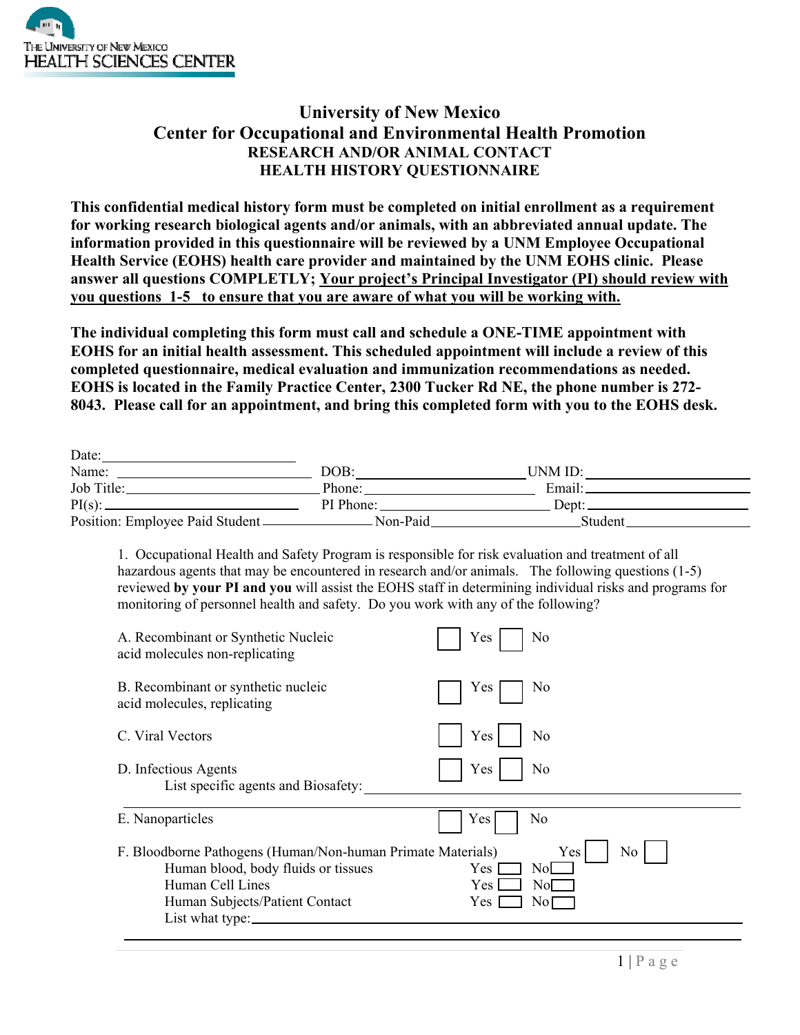THE UNIVERSITY OF NEW MEXICO
HEALTH SCIENCES CENTER

# University of New Mexico
## Center for Occupational and Environmental Health Promotion
### RESEARCH AND/OR ANIMAL CONTACT
### HEALTH HISTORY QUESTIONNAIRE

**This confidential medical history form must be completed on initial enrollment as a requirement for working research biological agents and/or animals, with an abbreviated annual update. The information provided in this questionnaire will be reviewed by a UNM Employee Occupational Health Service (EOHS) health care provider and maintained by the UNM EOHS clinic. Please answer all questions COMPLETLY; <u>Your project's Principal Investigator (PI) should review with you questions 1-5 to ensure that you are aware of what you will be working with.</u>**

**The individual completing this form must call and schedule a ONE-TIME appointment with EOHS for an initial health assessment. This scheduled appointment will include a review of this completed questionnaire, medical evaluation and immunization recommendations as needed. EOHS is located in the Family Practice Center, 2300 Tucker Rd NE, the phone number is 272-8043. Please call for an appointment, and bring this completed form with you to the EOHS desk.**

Date: ____________________

Name: ____________________ DOB: ____________________ UNM ID: ____________________

Job Title: ____________________ Phone: ____________________ Email: ____________________

PI(s): ____________________ PI Phone: ____________________ Dept: ____________________

Position: Employee Paid Student __________ Non-Paid __________ Student __________

1. Occupational Health and Safety Program is responsible for risk evaluation and treatment of all hazardous agents that may be encountered in research and/or animals. The following questions (1-5) reviewed **by your PI and you** will assist the EOHS staff in determining individual risks and programs for monitoring of personnel health and safety. Do you work with any of the following?

A. Recombinant or Synthetic Nucleic acid molecules non-replicating ☐ Yes ☐ No

B. Recombinant or synthetic nucleic acid molecules, replicating ☐ Yes ☐ No

C. Viral Vectors ☐ Yes ☐ No

D. Infectious Agents ☐ Yes ☐ No
   List specific agents and Biosafety: ____________________

E. Nanoparticles ☐ Yes ☐ No

F. Bloodborne Pathogens (Human/Non-human Primate Materials) Yes ☐ No ☐
   Human blood, body fluids or tissues Yes ☐ No ☐
   Human Cell Lines Yes ☐ No ☐
   Human Subjects/Patient Contact Yes ☐ No ☐
   List what type: ____________________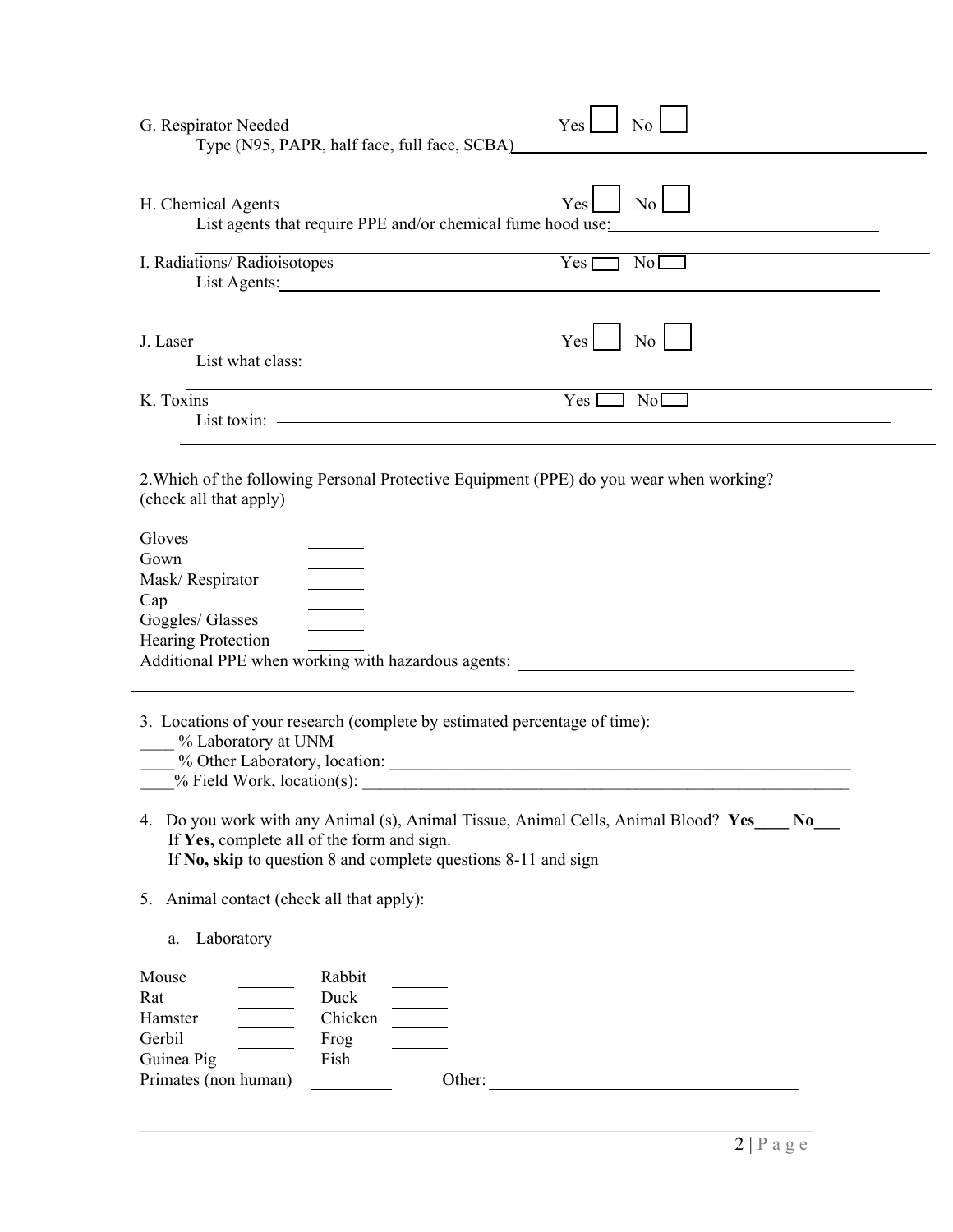G. Respirator Needed Yes ☐ No ☐

Type (N95, PAPR, half face, full face, SCBA)\_\_\_\_\_\_\_\_\_\_\_\_\_\_\_\_\_\_\_\_\_\_\_\_\_\_\_\_\_\_\_\_\_\_\_\_\_\_\_\_\_\_\_\_\_\_

H. Chemical Agents Yes ☐ No ☐

List agents that require PPE and/or chemical fume hood use:\_\_\_\_\_\_\_\_\_\_\_\_\_\_\_\_\_\_\_\_\_\_\_\_\_\_\_\_\_\_

I. Radiations/ Radioisotopes Yes ☐ No ☐

List Agents:\_\_\_\_\_\_\_\_\_\_\_\_\_\_\_\_\_\_\_\_\_\_\_\_\_\_\_\_\_\_\_\_\_\_\_\_\_\_\_\_\_\_\_\_\_\_\_\_\_\_\_\_\_\_\_\_\_\_\_\_\_\_\_\_\_\_

J. Laser Yes ☐ No ☐

List what class: \_\_\_\_\_\_\_\_\_\_\_\_\_\_\_\_\_\_\_\_\_\_\_\_\_\_\_\_\_\_\_\_\_\_\_\_\_\_\_\_\_\_\_\_\_\_\_\_\_\_\_\_\_\_\_\_\_\_\_\_\_\_

K. Toxins Yes ☐ No ☐

List toxin: \_\_\_\_\_\_\_\_\_\_\_\_\_\_\_\_\_\_\_\_\_\_\_\_\_\_\_\_\_\_\_\_\_\_\_\_\_\_\_\_\_\_\_\_\_\_\_\_\_\_\_\_\_\_\_\_\_\_\_\_\_\_\_\_\_\_

2.Which of the following Personal Protective Equipment (PPE) do you wear when working? (check all that apply)

Gloves \_\_\_\_\_\_
Gown \_\_\_\_\_\_
Mask/ Respirator \_\_\_\_\_\_
Cap \_\_\_\_\_\_
Goggles/ Glasses \_\_\_\_\_\_
Hearing Protection \_\_\_\_\_\_
Additional PPE when working with hazardous agents: \_\_\_\_\_\_\_\_\_\_\_\_\_\_\_\_\_\_\_\_\_\_\_\_\_\_\_\_\_\_\_\_\_\_

3. Locations of your research (complete by estimated percentage of time):
\_\_\_\_ % Laboratory at UNM
\_\_\_\_ % Other Laboratory, location: \_\_\_\_\_\_\_\_\_\_\_\_\_\_\_\_\_\_\_\_\_\_\_\_\_\_\_\_\_\_\_\_\_\_\_\_\_\_\_\_\_\_\_\_\_\_\_\_\_\_\_\_\_\_\_\_
\_\_\_\_% Field Work, location(s): \_\_\_\_\_\_\_\_\_\_\_\_\_\_\_\_\_\_\_\_\_\_\_\_\_\_\_\_\_\_\_\_\_\_\_\_\_\_\_\_\_\_\_\_\_\_\_\_\_\_\_\_\_\_\_\_\_\_

4. Do you work with any Animal (s), Animal Tissue, Animal Cells, Animal Blood? **Yes\_\_\_\_ No\_\_\_**
If **Yes,** complete **all** of the form and sign.
If **No, skip** to question 8 and complete questions 8-11 and sign

5. Animal contact (check all that apply):

a. Laboratory

Mouse \_\_\_\_\_\_ Rabbit \_\_\_\_\_\_
Rat \_\_\_\_\_\_ Duck \_\_\_\_\_\_
Hamster \_\_\_\_\_\_ Chicken \_\_\_\_\_\_
Gerbil \_\_\_\_\_\_ Frog \_\_\_\_\_\_
Guinea Pig \_\_\_\_\_\_ Fish \_\_\_\_\_\_
Primates (non human) \_\_\_\_\_\_\_\_ Other: \_\_\_\_\_\_\_\_\_\_\_\_\_\_\_\_\_\_\_\_\_\_\_\_\_\_\_\_\_\_\_\_\_\_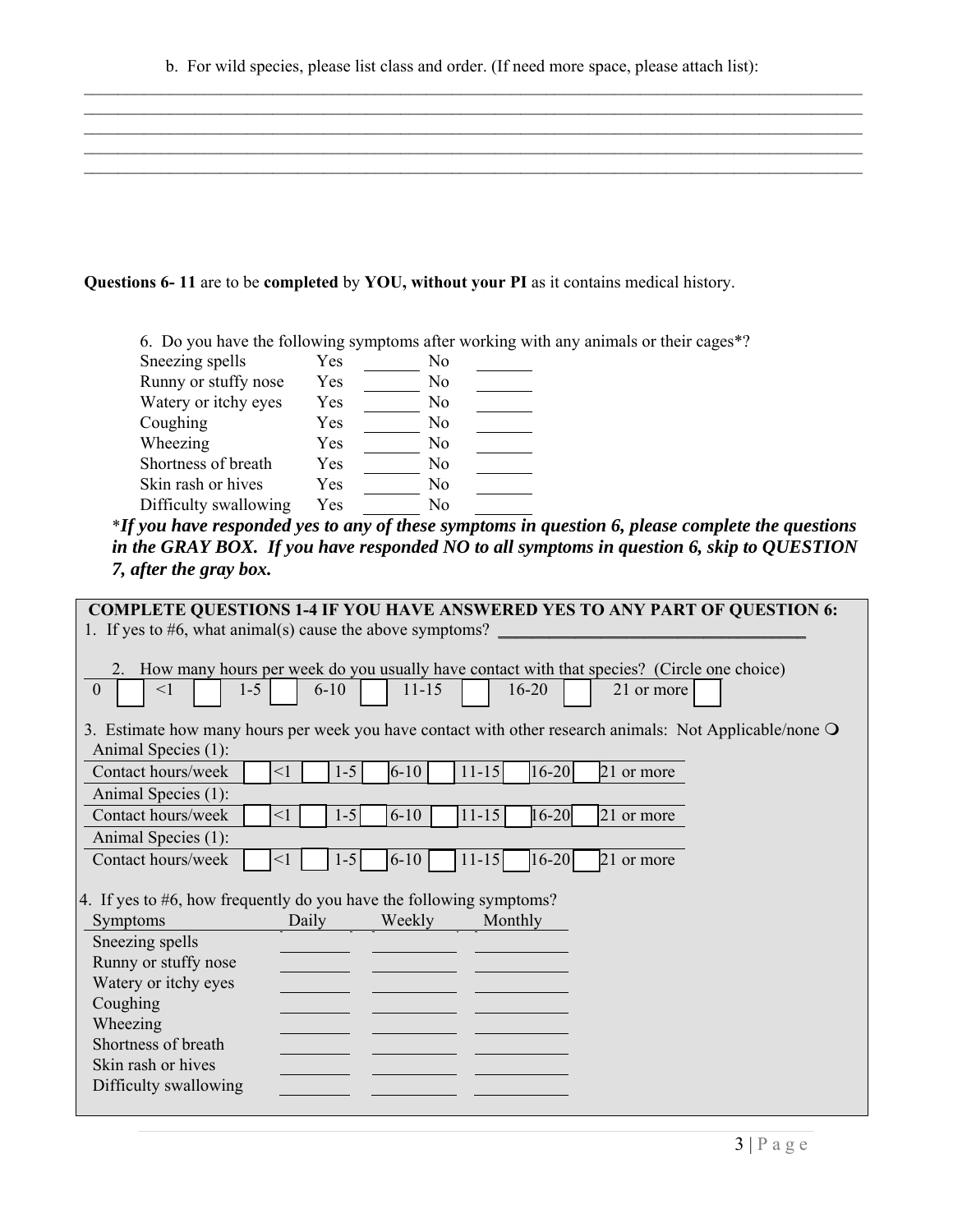b. For wild species, please list class and order. (If need more space, please attach list):

\_\_\_\_\_\_\_\_\_\_\_\_\_\_\_\_\_\_\_\_\_\_\_\_\_\_\_\_\_\_\_\_\_\_\_\_\_\_\_\_\_\_\_\_\_\_\_\_\_\_\_\_\_\_\_\_\_\_\_\_\_\_\_\_\_\_\_\_\_\_\_\_\_\_\_\_\_\_

\_\_\_\_\_\_\_\_\_\_\_\_\_\_\_\_\_\_\_\_\_\_\_\_\_\_\_\_\_\_\_\_\_\_\_\_\_\_\_\_\_\_\_\_\_\_\_\_\_\_\_\_\_\_\_\_\_\_\_\_\_\_\_\_\_\_\_\_\_\_\_\_\_\_\_\_\_\_

\_\_\_\_\_\_\_\_\_\_\_\_\_\_\_\_\_\_\_\_\_\_\_\_\_\_\_\_\_\_\_\_\_\_\_\_\_\_\_\_\_\_\_\_\_\_\_\_\_\_\_\_\_\_\_\_\_\_\_\_\_\_\_\_\_\_\_\_\_\_\_\_\_\_\_\_\_\_

\_\_\_\_\_\_\_\_\_\_\_\_\_\_\_\_\_\_\_\_\_\_\_\_\_\_\_\_\_\_\_\_\_\_\_\_\_\_\_\_\_\_\_\_\_\_\_\_\_\_\_\_\_\_\_\_\_\_\_\_\_\_\_\_\_\_\_\_\_\_\_\_\_\_\_\_\_\_

\_\_\_\_\_\_\_\_\_\_\_\_\_\_\_\_\_\_\_\_\_\_\_\_\_\_\_\_\_\_\_\_\_\_\_\_\_\_\_\_\_\_\_\_\_\_\_\_\_\_\_\_\_\_\_\_\_\_\_\_\_\_\_\_\_\_\_\_\_\_\_\_\_\_\_\_\_\_

**Questions 6- 11** are to be **completed** by **YOU, without your PI** as it contains medical history.

6. Do you have the following symptoms after working with any animals or their cages*?

| Symptom | Yes | No |
|---|---|---|
| Sneezing spells | Yes \_\_\_\_\_\_ | No \_\_\_\_\_\_ |
| Runny or stuffy nose | Yes \_\_\_\_\_\_ | No \_\_\_\_\_\_ |
| Watery or itchy eyes | Yes \_\_\_\_\_\_ | No \_\_\_\_\_\_ |
| Coughing | Yes \_\_\_\_\_\_ | No \_\_\_\_\_\_ |
| Wheezing | Yes \_\_\_\_\_\_ | No \_\_\_\_\_\_ |
| Shortness of breath | Yes \_\_\_\_\_\_ | No \_\_\_\_\_\_ |
| Skin rash or hives | Yes \_\_\_\_\_\_ | No \_\_\_\_\_\_ |
| Difficulty swallowing | Yes \_\_\_\_\_\_ | No \_\_\_\_\_\_ |

**\****If you have responded yes to any of these symptoms in question 6, please complete the questions in the GRAY BOX. If you have responded NO to all symptoms in question 6, skip to QUESTION 7, after the gray box.***

**COMPLETE QUESTIONS 1-4 IF YOU HAVE ANSWERED YES TO ANY PART OF QUESTION 6:**

1. If yes to #6, what animal(s) cause the above symptoms? \_\_\_\_\_\_\_\_\_\_\_\_\_\_\_\_\_\_\_\_\_\_\_\_\_\_\_\_\_\_\_\_\_\_

2. How many hours per week do you usually have contact with that species? (Circle one choice)

0 ☐ <1 ☐ 1-5 ☐ 6-10 ☐ 11-15 ☐ 16-20 ☐ 21 or more ☐

3. Estimate how many hours per week you have contact with other research animals: Not Applicable/none ❍

| Animal Species (1): | | | | | | |
|---|---|---|---|---|---|---|
| Contact hours/week | ☐ <1 | ☐ 1-5 | ☐ 6-10 | ☐ 11-15 | ☐ 16-20 | ☐ 21 or more |
| Animal Species (1): | | | | | | |
| Contact hours/week | ☐ <1 | ☐ 1-5 | ☐ 6-10 | ☐ 11-15 | ☐ 16-20 | ☐ 21 or more |
| Animal Species (1): | | | | | | |
| Contact hours/week | ☐ <1 | ☐ 1-5 | ☐ 6-10 | ☐ 11-15 | ☐ 16-20 | ☐ 21 or more |

4. If yes to #6, how frequently do you have the following symptoms?

| Symptoms | Daily | Weekly | Monthly |
|---|---|---|---|
| Sneezing spells | | | |
| Runny or stuffy nose | | | |
| Watery or itchy eyes | | | |
| Coughing | | | |
| Wheezing | | | |
| Shortness of breath | | | |
| Skin rash or hives | | | |
| Difficulty swallowing | | | |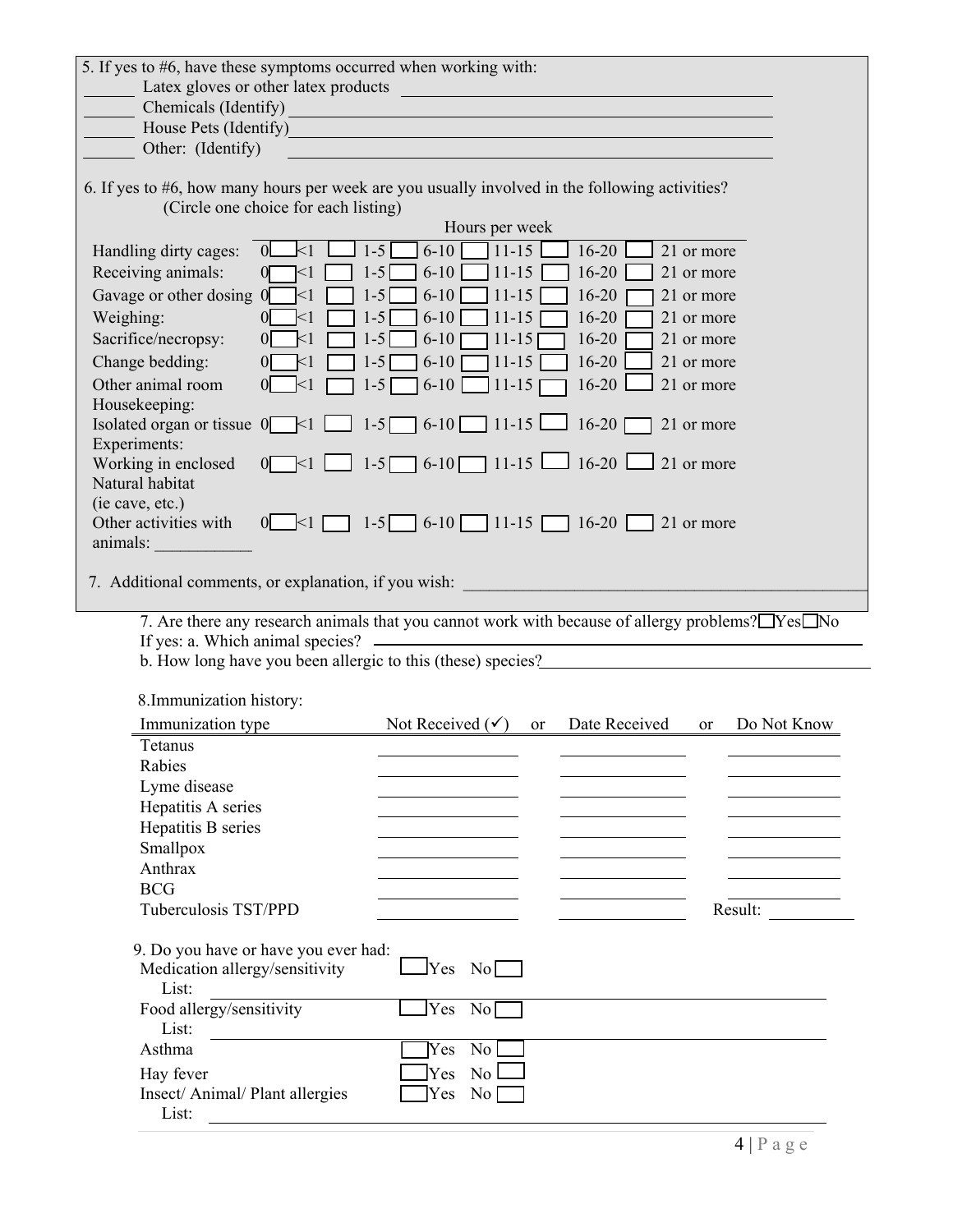5. If yes to #6, have these symptoms occurred when working with:

______ Latex gloves or other latex products ______________________________

______ Chemicals (Identify) ______________________________

______ House Pets (Identify) ______________________________

______ Other: (Identify) ______________________________

6. If yes to #6, how many hours per week are you usually involved in the following activities? (Circle one choice for each listing)

| Activity | Hours per week | | | | | | |
|---|---|---|---|---|---|---|---|
| Handling dirty cages: | 0 ☐ | <1 ☐ | 1-5 ☐ | 6-10 ☐ | 11-15 ☐ | 16-20 ☐ | 21 or more |
| Receiving animals: | 0 ☐ | <1 ☐ | 1-5 ☐ | 6-10 ☐ | 11-15 ☐ | 16-20 ☐ | 21 or more |
| Gavage or other dosing | 0 ☐ | <1 ☐ | 1-5 ☐ | 6-10 ☐ | 11-15 ☐ | 16-20 ☐ | 21 or more |
| Weighing: | 0 ☐ | <1 ☐ | 1-5 ☐ | 6-10 ☐ | 11-15 ☐ | 16-20 ☐ | 21 or more |
| Sacrifice/necropsy: | 0 ☐ | <1 ☐ | 1-5 ☐ | 6-10 ☐ | 11-15 ☐ | 16-20 ☐ | 21 or more |
| Change bedding: | 0 ☐ | <1 ☐ | 1-5 ☐ | 6-10 ☐ | 11-15 ☐ | 16-20 ☐ | 21 or more |
| Other animal room Housekeeping: | 0 ☐ | <1 ☐ | 1-5 ☐ | 6-10 ☐ | 11-15 ☐ | 16-20 ☐ | 21 or more |
| Isolated organ or tissue Experiments: | 0 ☐ | <1 ☐ | 1-5 ☐ | 6-10 ☐ | 11-15 ☐ | 16-20 ☐ | 21 or more |
| Working in enclosed Natural habitat (ie cave, etc.) | 0 ☐ | <1 ☐ | 1-5 ☐ | 6-10 ☐ | 11-15 ☐ | 16-20 ☐ | 21 or more |
| Other activities with animals: ___________ | 0 ☐ | <1 ☐ | 1-5 ☐ | 6-10 ☐ | 11-15 ☐ | 16-20 ☐ | 21 or more |

7. Additional comments, or explanation, if you wish: ______________________________

7. Are there any research animals that you cannot work with because of allergy problems? ☐Yes ☐No

If yes: a. Which animal species? ______________________________

b. How long have you been allergic to this (these) species? ______________________________

8. Immunization history:

| Immunization type | Not Received (✓) | or | Date Received | or | Do Not Know |
|---|---|---|---|---|---|
| Tetanus | ________ | | ________ | | ________ |
| Rabies | ________ | | ________ | | ________ |
| Lyme disease | ________ | | ________ | | ________ |
| Hepatitis A series | ________ | | ________ | | ________ |
| Hepatitis B series | ________ | | ________ | | ________ |
| Smallpox | ________ | | ________ | | ________ |
| Anthrax | ________ | | ________ | | ________ |
| BCG | ________ | | ________ | | ________ |
| Tuberculosis TST/PPD | ________ | | ________ | | Result: ________ |

9. Do you have or have you ever had:

| | | |
|---|---|---|
| Medication allergy/sensitivity | ☐Yes | No ☐ |
| List: ______________________________ | | |
| Food allergy/sensitivity | ☐Yes | No ☐ |
| List: ______________________________ | | |
| Asthma | ☐Yes | No ☐ |
| Hay fever | ☐Yes | No ☐ |
| Insect/ Animal/ Plant allergies | ☐Yes | No ☐ |
| List: ______________________________ | | |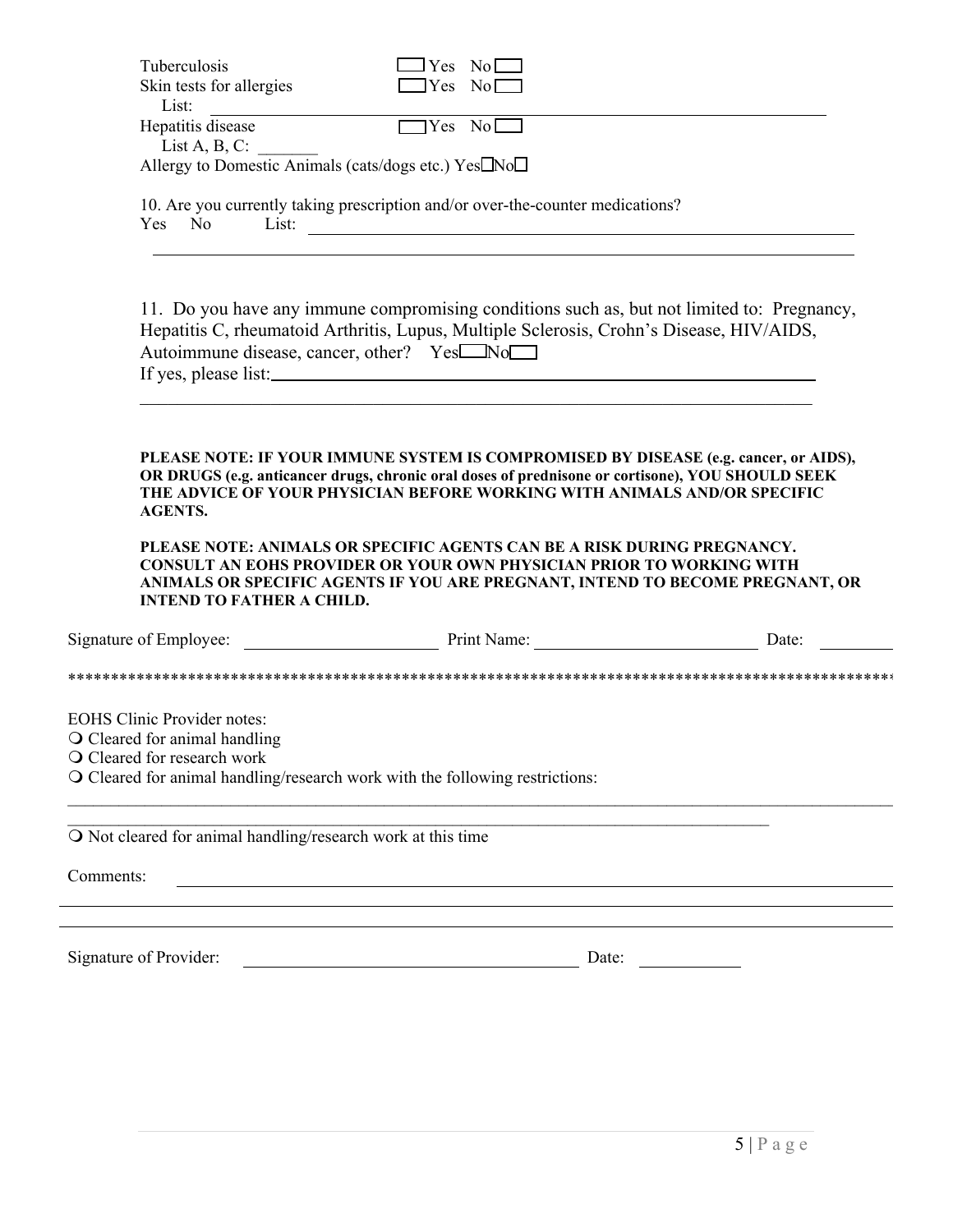Tuberculosis ☐ Yes No ☐

Skin tests for allergies ☐ Yes No ☐

List: \_\_\_\_\_\_\_\_\_\_\_\_\_\_\_\_\_\_\_\_\_\_\_\_\_\_\_\_\_\_\_\_\_\_\_\_\_\_\_\_

Hepatitis disease ☐ Yes No ☐

List A, B, C: \_\_\_\_\_\_\_

Allergy to Domestic Animals (cats/dogs etc.) Yes☐No☐

10. Are you currently taking prescription and/or over-the-counter medications?

Yes No List: \_\_\_\_\_\_\_\_\_\_\_\_\_\_\_\_\_\_\_\_\_\_\_\_\_\_\_\_\_\_\_\_\_\_\_\_\_\_\_\_

\_\_\_\_\_\_\_\_\_\_\_\_\_\_\_\_\_\_\_\_\_\_\_\_\_\_\_\_\_\_\_\_\_\_\_\_\_\_\_\_\_\_\_\_\_\_\_\_\_\_\_\_

11. Do you have any immune compromising conditions such as, but not limited to: Pregnancy, Hepatitis C, rheumatoid Arthritis, Lupus, Multiple Sclerosis, Crohn's Disease, HIV/AIDS, Autoimmune disease, cancer, other? Yes☐No☐

If yes, please list: \_\_\_\_\_\_\_\_\_\_\_\_\_\_\_\_\_\_\_\_\_\_\_\_\_\_\_\_\_\_\_\_\_\_\_\_\_\_\_\_

\_\_\_\_\_\_\_\_\_\_\_\_\_\_\_\_\_\_\_\_\_\_\_\_\_\_\_\_\_\_\_\_\_\_\_\_\_\_\_\_\_\_\_\_\_\_\_\_\_\_\_\_

**PLEASE NOTE: IF YOUR IMMUNE SYSTEM IS COMPROMISED BY DISEASE (e.g. cancer, or AIDS), OR DRUGS (e.g. anticancer drugs, chronic oral doses of prednisone or cortisone), YOU SHOULD SEEK THE ADVICE OF YOUR PHYSICIAN BEFORE WORKING WITH ANIMALS AND/OR SPECIFIC AGENTS.**

**PLEASE NOTE: ANIMALS OR SPECIFIC AGENTS CAN BE A RISK DURING PREGNANCY. CONSULT AN EOHS PROVIDER OR YOUR OWN PHYSICIAN PRIOR TO WORKING WITH ANIMALS OR SPECIFIC AGENTS IF YOU ARE PREGNANT, INTEND TO BECOME PREGNANT, OR INTEND TO FATHER A CHILD.**

Signature of Employee: \_\_\_\_\_\_\_\_\_\_\_\_\_\_\_\_\_\_\_\_ Print Name: \_\_\_\_\_\_\_\_\_\_\_\_\_\_\_\_\_\_\_\_ Date: \_\_\_\_\_\_\_\_

\*\*\*\*\*\*\*\*\*\*\*\*\*\*\*\*\*\*\*\*\*\*\*\*\*\*\*\*\*\*\*\*\*\*\*\*\*\*\*\*\*\*\*\*\*\*\*\*\*\*\*\*\*\*\*\*\*\*\*\*\*\*\*\*\*\*\*\*\*\*\*\*\*\*\*\*\*\*\*\*\*\*\*\*\*\*\*\*\*\*\*\*\*\*\*\*\*\*

EOHS Clinic Provider notes:

- ❍ Cleared for animal handling
- ❍ Cleared for research work
- ❍ Cleared for animal handling/research work with the following restrictions:

\_\_\_\_\_\_\_\_\_\_\_\_\_\_\_\_\_\_\_\_\_\_\_\_\_\_\_\_\_\_\_\_\_\_\_\_\_\_\_\_\_\_\_\_\_\_\_\_\_\_\_\_\_\_\_\_

\_\_\_\_\_\_\_\_\_\_\_\_\_\_\_\_\_\_\_\_\_\_\_\_\_\_\_\_\_\_\_\_\_\_\_\_\_\_\_\_\_\_\_\_\_\_\_\_\_\_\_\_

- ❍ Not cleared for animal handling/research work at this time

Comments: \_\_\_\_\_\_\_\_\_\_\_\_\_\_\_\_\_\_\_\_\_\_\_\_\_\_\_\_\_\_\_\_\_\_\_\_\_\_\_\_\_\_\_\_\_\_\_\_\_\_\_\_

\_\_\_\_\_\_\_\_\_\_\_\_\_\_\_\_\_\_\_\_\_\_\_\_\_\_\_\_\_\_\_\_\_\_\_\_\_\_\_\_\_\_\_\_\_\_\_\_\_\_\_\_\_\_\_\_

\_\_\_\_\_\_\_\_\_\_\_\_\_\_\_\_\_\_\_\_\_\_\_\_\_\_\_\_\_\_\_\_\_\_\_\_\_\_\_\_\_\_\_\_\_\_\_\_\_\_\_\_\_\_\_\_

Signature of Provider: \_\_\_\_\_\_\_\_\_\_\_\_\_\_\_\_\_\_\_\_\_\_\_\_\_\_\_\_\_\_ Date: \_\_\_\_\_\_\_\_\_\_